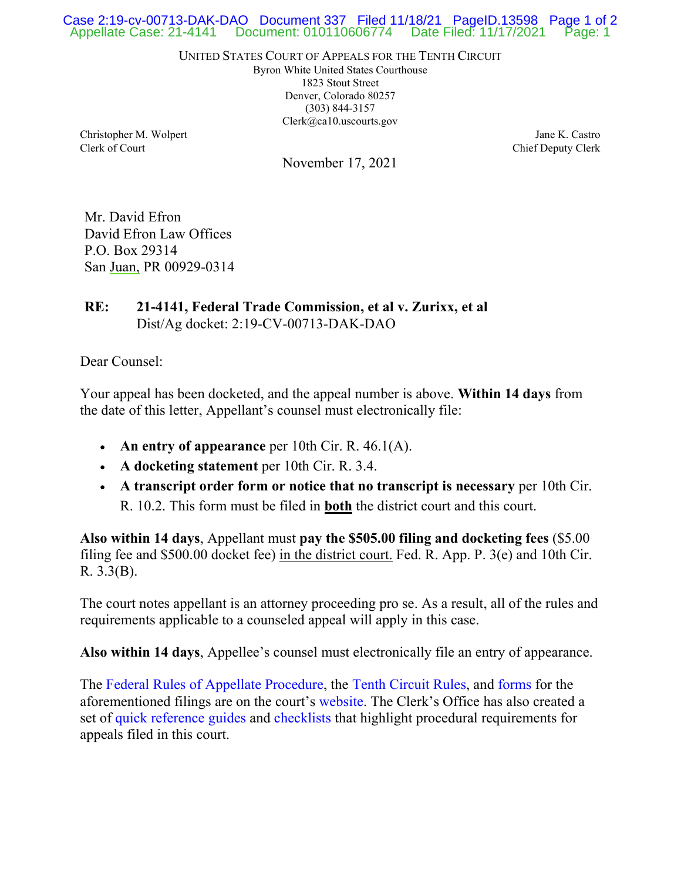UNITED STATES COURT OF APPEALS FOR THE TENTH CIRCUIT
Byron White United States Courthouse
1823 Stout Street
Denver, Colorado 80257
(303) 844-3157
Clerk@ca10.uscourts.gov

Christopher M. Wolpert
Clerk of Court

Jane K. Castro
Chief Deputy Clerk

November 17, 2021

Mr. David Efron
David Efron Law Offices
P.O. Box 29314
San Juan, PR 00929-0314

**RE: 21-4141, Federal Trade Commission, et al v. Zurixx, et al**
Dist/Ag docket: 2:19-CV-00713-DAK-DAO

Dear Counsel:

Your appeal has been docketed, and the appeal number is above. **Within 14 days** from the date of this letter, Appellant's counsel must electronically file:

- **An entry of appearance** per 10th Cir. R. 46.1(A).
- **A docketing statement** per 10th Cir. R. 3.4.
- **A transcript order form or notice that no transcript is necessary** per 10th Cir. R. 10.2. This form must be filed in **both** the district court and this court.

**Also within 14 days**, Appellant must **pay the $505.00 filing and docketing fees** ($5.00 filing fee and $500.00 docket fee) in the district court. Fed. R. App. P. 3(e) and 10th Cir. R. 3.3(B).

The court notes appellant is an attorney proceeding pro se. As a result, all of the rules and requirements applicable to a counseled appeal will apply in this case.

**Also within 14 days**, Appellee's counsel must electronically file an entry of appearance.

The Federal Rules of Appellate Procedure, the Tenth Circuit Rules, and forms for the aforementioned filings are on the court's website. The Clerk's Office has also created a set of quick reference guides and checklists that highlight procedural requirements for appeals filed in this court.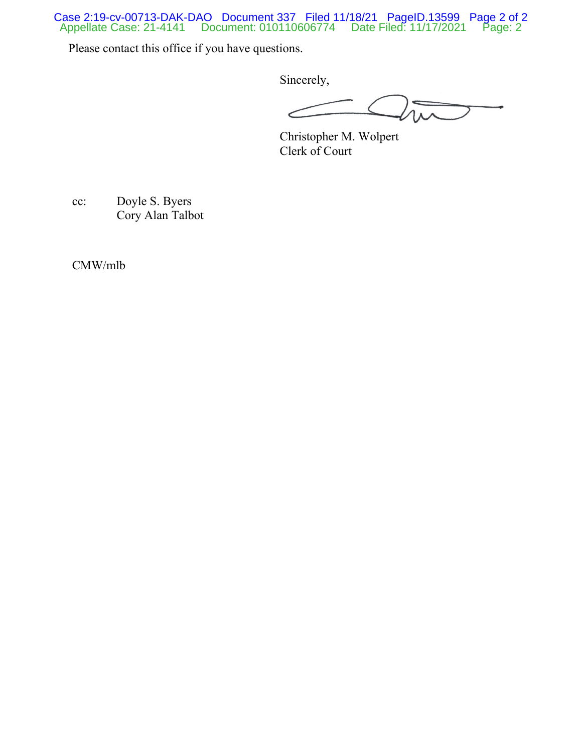Please contact this office if you have questions.

Sincerely,

Christopher M. Wolpert
Clerk of Court

cc: Doyle S. Byers
Cory Alan Talbot

CMW/mlb